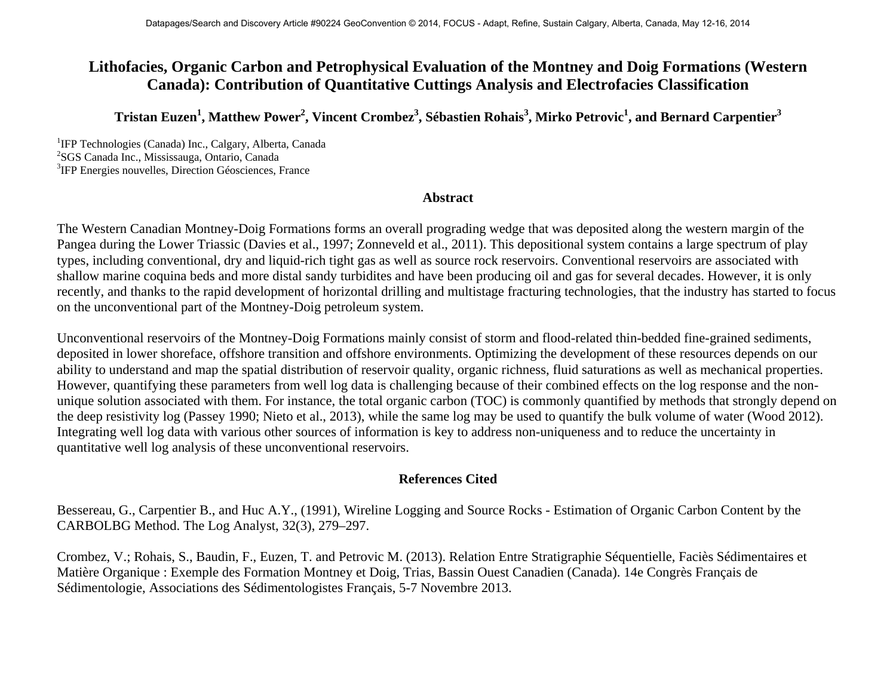# Lithofacies, Organic Carbon and Petrophysical Evaluation of the Montney and Doig Formations (Western Canada): Contribution of Quantitative Cuttings Analysis and Electrofacies Classification

**Tristan Euzen[1], Matthew Power[2], Vincent Crombez[3], Sébastien Rohais[3], Mirko Petrovic[1], and Bernard Carpentier[3]**

[1]IFP Technologies (Canada) Inc., Calgary, Alberta, Canada
[2]SGS Canada Inc., Mississauga, Ontario, Canada
[3]IFP Energies nouvelles, Direction Géosciences, France

## Abstract

The Western Canadian Montney-Doig Formations forms an overall prograding wedge that was deposited along the western margin of the Pangea during the Lower Triassic (Davies et al., 1997; Zonneveld et al., 2011). This depositional system contains a large spectrum of play types, including conventional, dry and liquid-rich tight gas as well as source rock reservoirs. Conventional reservoirs are associated with shallow marine coquina beds and more distal sandy turbidites and have been producing oil and gas for several decades. However, it is only recently, and thanks to the rapid development of horizontal drilling and multistage fracturing technologies, that the industry has started to focus on the unconventional part of the Montney-Doig petroleum system.

Unconventional reservoirs of the Montney-Doig Formations mainly consist of storm and flood-related thin-bedded fine-grained sediments, deposited in lower shoreface, offshore transition and offshore environments. Optimizing the development of these resources depends on our ability to understand and map the spatial distribution of reservoir quality, organic richness, fluid saturations as well as mechanical properties. However, quantifying these parameters from well log data is challenging because of their combined effects on the log response and the non-unique solution associated with them. For instance, the total organic carbon (TOC) is commonly quantified by methods that strongly depend on the deep resistivity log (Passey 1990; Nieto et al., 2013), while the same log may be used to quantify the bulk volume of water (Wood 2012). Integrating well log data with various other sources of information is key to address non-uniqueness and to reduce the uncertainty in quantitative well log analysis of these unconventional reservoirs.

## References Cited

Bessereau, G., Carpentier B., and Huc A.Y., (1991), Wireline Logging and Source Rocks - Estimation of Organic Carbon Content by the CARBOLBG Method. The Log Analyst, 32(3), 279–297.

Crombez, V.; Rohais, S., Baudin, F., Euzen, T. and Petrovic M. (2013). Relation Entre Stratigraphie Séquentielle, Faciès Sédimentaires et Matière Organique : Exemple des Formation Montney et Doig, Trias, Bassin Ouest Canadien (Canada). 14e Congrès Français de Sédimentologie, Associations des Sédimentologistes Français, 5-7 Novembre 2013.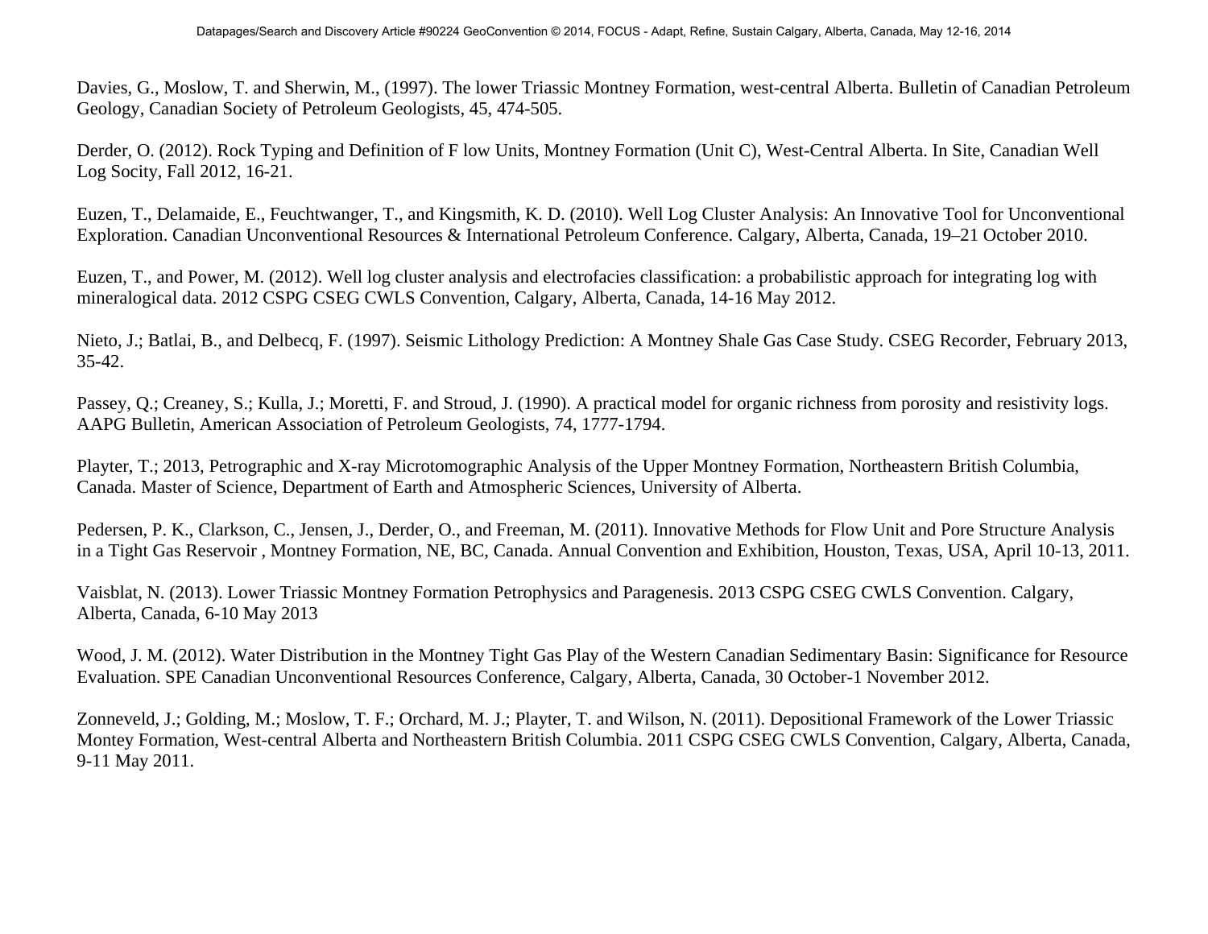Davies, G., Moslow, T. and Sherwin, M., (1997). The lower Triassic Montney Formation, west-central Alberta. Bulletin of Canadian Petroleum Geology, Canadian Society of Petroleum Geologists, 45, 474-505.

Derder, O. (2012). Rock Typing and Definition of F low Units, Montney Formation (Unit C), West-Central Alberta. In Site, Canadian Well Log Socity, Fall 2012, 16-21.

Euzen, T., Delamaide, E., Feuchtwanger, T., and Kingsmith, K. D. (2010). Well Log Cluster Analysis: An Innovative Tool for Unconventional Exploration. Canadian Unconventional Resources & International Petroleum Conference. Calgary, Alberta, Canada, 19–21 October 2010.

Euzen, T., and Power, M. (2012). Well log cluster analysis and electrofacies classification: a probabilistic approach for integrating log with mineralogical data. 2012 CSPG CSEG CWLS Convention, Calgary, Alberta, Canada, 14-16 May 2012.

Nieto, J.; Batlai, B., and Delbecq, F. (1997). Seismic Lithology Prediction: A Montney Shale Gas Case Study. CSEG Recorder, February 2013, 35-42.

Passey, Q.; Creaney, S.; Kulla, J.; Moretti, F. and Stroud, J. (1990). A practical model for organic richness from porosity and resistivity logs. AAPG Bulletin, American Association of Petroleum Geologists, 74, 1777-1794.

Playter, T.; 2013, Petrographic and X-ray Microtomographic Analysis of the Upper Montney Formation, Northeastern British Columbia, Canada. Master of Science, Department of Earth and Atmospheric Sciences, University of Alberta.

Pedersen, P. K., Clarkson, C., Jensen, J., Derder, O., and Freeman, M. (2011). Innovative Methods for Flow Unit and Pore Structure Analysis in a Tight Gas Reservoir , Montney Formation, NE, BC, Canada. Annual Convention and Exhibition, Houston, Texas, USA, April 10-13, 2011.

Vaisblat, N. (2013). Lower Triassic Montney Formation Petrophysics and Paragenesis. 2013 CSPG CSEG CWLS Convention. Calgary, Alberta, Canada, 6-10 May 2013

Wood, J. M. (2012). Water Distribution in the Montney Tight Gas Play of the Western Canadian Sedimentary Basin: Significance for Resource Evaluation. SPE Canadian Unconventional Resources Conference, Calgary, Alberta, Canada, 30 October-1 November 2012.

Zonneveld, J.; Golding, M.; Moslow, T. F.; Orchard, M. J.; Playter, T. and Wilson, N. (2011). Depositional Framework of the Lower Triassic Montey Formation, West-central Alberta and Northeastern British Columbia. 2011 CSPG CSEG CWLS Convention, Calgary, Alberta, Canada, 9-11 May 2011.